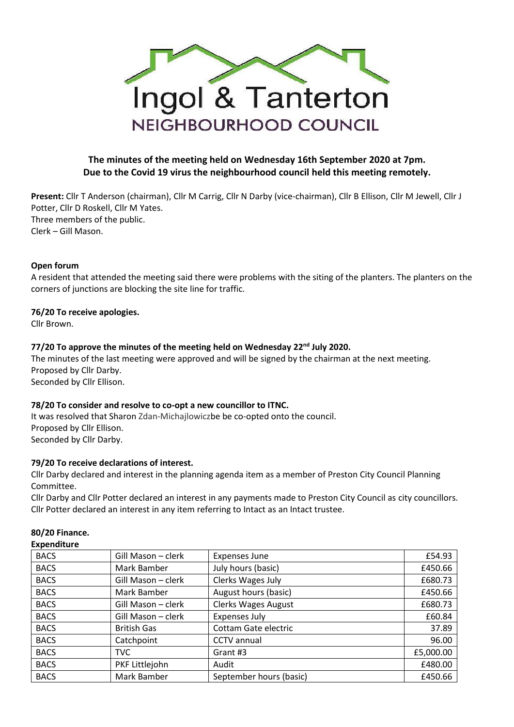Ingol & Tanterton
NEIGHBOURHOOD COUNCIL

## The minutes of the meeting held on Wednesday 16th September 2020 at 7pm.
## Due to the Covid 19 virus the neighbourhood council held this meeting remotely.

**Present:** Cllr T Anderson (chairman), Cllr M Carrig, Cllr N Darby (vice-chairman), Cllr B Ellison, Cllr M Jewell, Cllr J Potter, Cllr D Roskell, Cllr M Yates.
Three members of the public.
Clerk – Gill Mason.

**Open forum**

A resident that attended the meeting said there were problems with the siting of the planters. The planters on the corners of junctions are blocking the site line for traffic.

**76/20 To receive apologies.**

Cllr Brown.

**77/20 To approve the minutes of the meeting held on Wednesday 22nd July 2020.**

The minutes of the last meeting were approved and will be signed by the chairman at the next meeting.
Proposed by Cllr Darby.
Seconded by Cllr Ellison.

**78/20 To consider and resolve to co-opt a new councillor to ITNC.**

It was resolved that Sharon Zdan-Michajlowiczbe be co-opted onto the council.
Proposed by Cllr Ellison.
Seconded by Cllr Darby.

**79/20 To receive declarations of interest.**

Cllr Darby declared and interest in the planning agenda item as a member of Preston City Council Planning Committee.

Cllr Darby and Cllr Potter declared an interest in any payments made to Preston City Council as city councillors.
Cllr Potter declared an interest in any item referring to Intact as an Intact trustee.

**80/20 Finance.**

**Expenditure**

| | | | |
|---|---|---|---|
| BACS | Gill Mason – clerk | Expenses June | £54.93 |
| BACS | Mark Bamber | July hours (basic) | £450.66 |
| BACS | Gill Mason – clerk | Clerks Wages July | £680.73 |
| BACS | Mark Bamber | August hours (basic) | £450.66 |
| BACS | Gill Mason – clerk | Clerks Wages August | £680.73 |
| BACS | Gill Mason – clerk | Expenses July | £60.84 |
| BACS | British Gas | Cottam Gate electric | 37.89 |
| BACS | Catchpoint | CCTV annual | 96.00 |
| BACS | TVC | Grant #3 | £5,000.00 |
| BACS | PKF Littlejohn | Audit | £480.00 |
| BACS | Mark Bamber | September hours (basic) | £450.66 |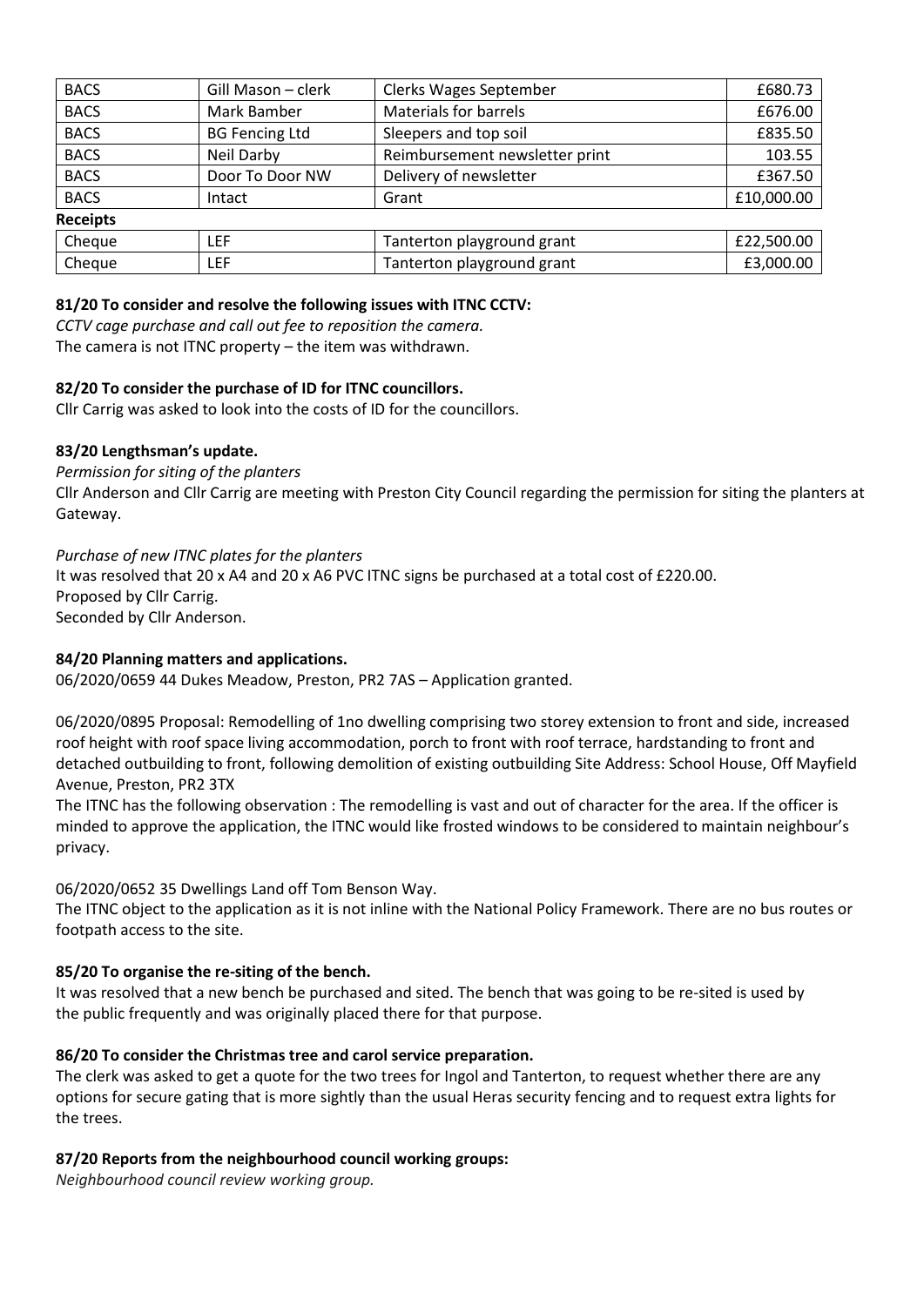| | | | |
|---|---|---|---|
| BACS | Gill Mason – clerk | Clerks Wages September | £680.73 |
| BACS | Mark Bamber | Materials for barrels | £676.00 |
| BACS | BG Fencing Ltd | Sleepers and top soil | £835.50 |
| BACS | Neil Darby | Reimbursement newsletter print | 103.55 |
| BACS | Door To Door NW | Delivery of newsletter | £367.50 |
| BACS | Intact | Grant | £10,000.00 |
| **Receipts** | | | |
| Cheque | LEF | Tanterton playground grant | £22,500.00 |
| Cheque | LEF | Tanterton playground grant | £3,000.00 |

**81/20 To consider and resolve the following issues with ITNC CCTV:**

*CCTV cage purchase and call out fee to reposition the camera.*
The camera is not ITNC property – the item was withdrawn.

**82/20 To consider the purchase of ID for ITNC councillors.**

Cllr Carrig was asked to look into the costs of ID for the councillors.

**83/20 Lengthsman's update.**

*Permission for siting of the planters*
Cllr Anderson and Cllr Carrig are meeting with Preston City Council regarding the permission for siting the planters at Gateway.

*Purchase of new ITNC plates for the planters*
It was resolved that 20 x A4 and 20 x A6 PVC ITNC signs be purchased at a total cost of £220.00.
Proposed by Cllr Carrig.
Seconded by Cllr Anderson.

**84/20 Planning matters and applications.**

06/2020/0659 44 Dukes Meadow, Preston, PR2 7AS – Application granted.

06/2020/0895 Proposal: Remodelling of 1no dwelling comprising two storey extension to front and side, increased roof height with roof space living accommodation, porch to front with roof terrace, hardstanding to front and detached outbuilding to front, following demolition of existing outbuilding Site Address: School House, Off Mayfield Avenue, Preston, PR2 3TX
The ITNC has the following observation : The remodelling is vast and out of character for the area. If the officer is minded to approve the application, the ITNC would like frosted windows to be considered to maintain neighbour's privacy.

06/2020/0652 35 Dwellings Land off Tom Benson Way.
The ITNC object to the application as it is not inline with the National Policy Framework. There are no bus routes or footpath access to the site.

**85/20 To organise the re-siting of the bench.**

It was resolved that a new bench be purchased and sited. The bench that was going to be re-sited is used by the public frequently and was originally placed there for that purpose.

**86/20 To consider the Christmas tree and carol service preparation.**

The clerk was asked to get a quote for the two trees for Ingol and Tanterton, to request whether there are any options for secure gating that is more sightly than the usual Heras security fencing and to request extra lights for the trees.

**87/20 Reports from the neighbourhood council working groups:**

*Neighbourhood council review working group.*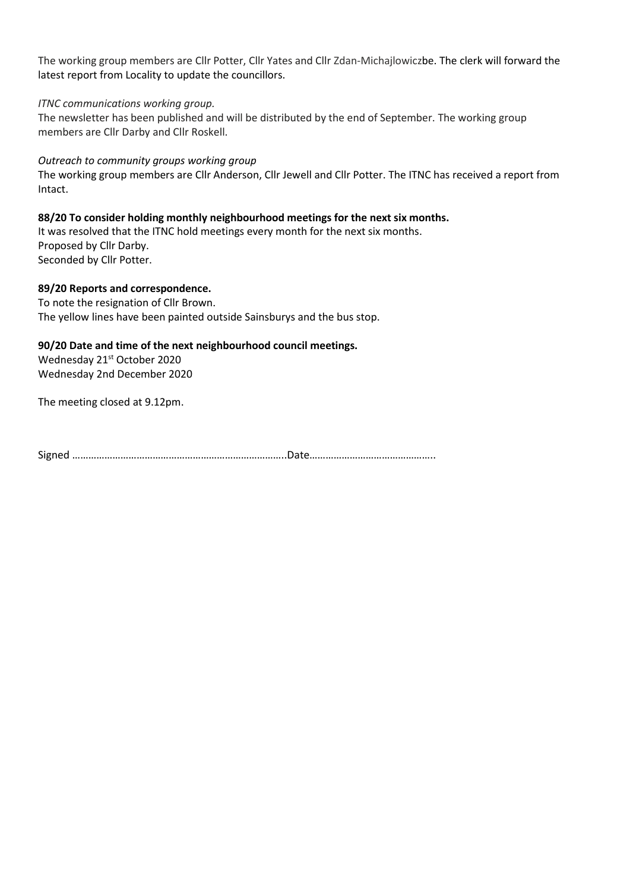The working group members are Cllr Potter, Cllr Yates and Cllr Zdan-Michajlowiczbe. The clerk will forward the latest report from Locality to update the councillors.

*ITNC communications working group.*

The newsletter has been published and will be distributed by the end of September. The working group members are Cllr Darby and Cllr Roskell.

*Outreach to community groups working group*

The working group members are Cllr Anderson, Cllr Jewell and Cllr Potter. The ITNC has received a report from Intact.

**88/20 To consider holding monthly neighbourhood meetings for the next six months.**

It was resolved that the ITNC hold meetings every month for the next six months.
Proposed by Cllr Darby.
Seconded by Cllr Potter.

**89/20 Reports and correspondence.**

To note the resignation of Cllr Brown.
The yellow lines have been painted outside Sainsburys and the bus stop.

**90/20 Date and time of the next neighbourhood council meetings.**

Wednesday 21st October 2020
Wednesday 2nd December 2020

The meeting closed at 9.12pm.

Signed ……………………………………………………………………..Date………………………………………..